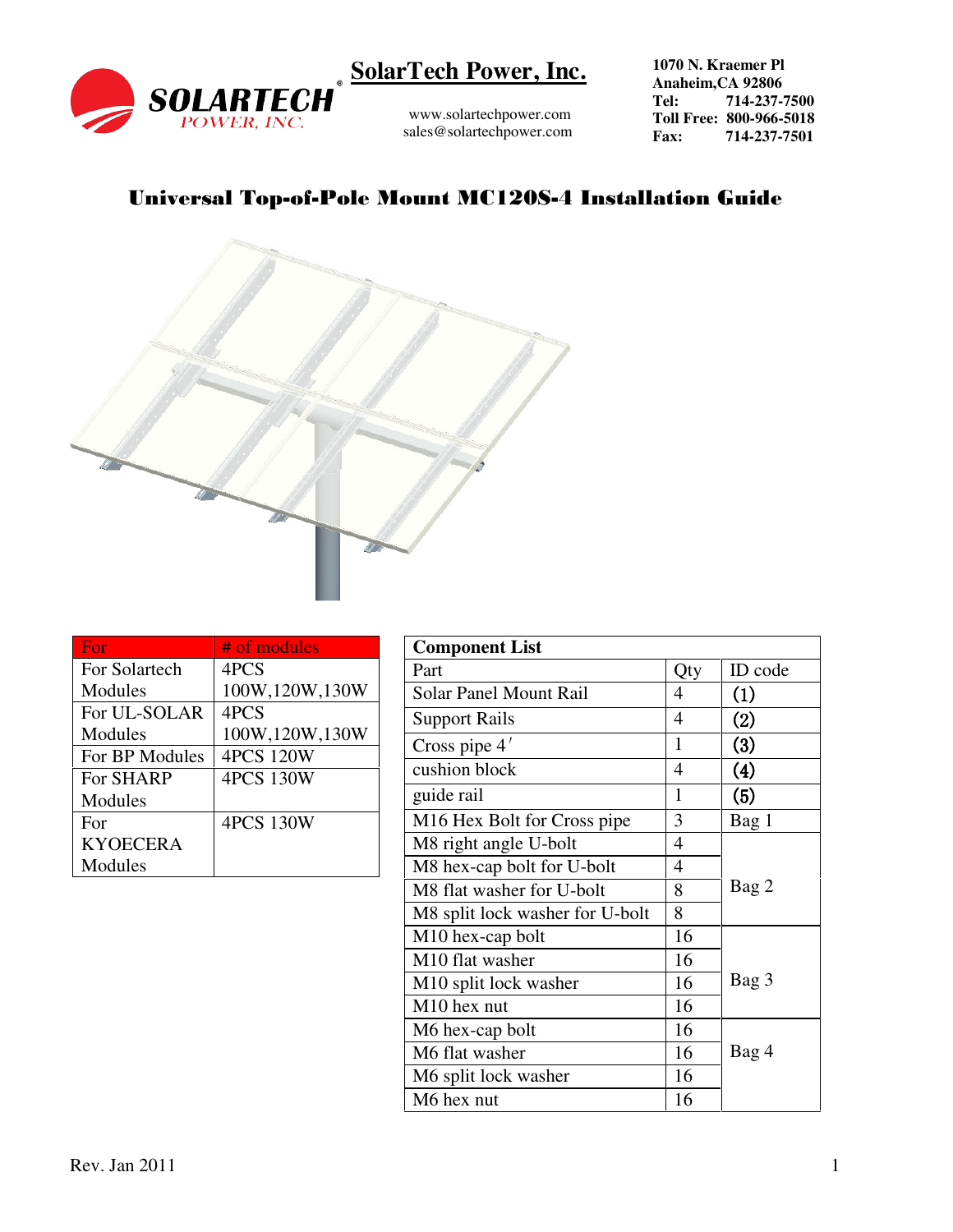SOLARTECH POWER, INC.

# SolarTech Power, Inc.

www.solartechpower.com
sales@solartechpower.com

**1070 N. Kraemer Pl**
**Anaheim,CA 92806**
**Tel: 714-237-7500**
**Toll Free: 800-966-5018**
**Fax: 714-237-7501**

## Universal Top-of-Pole Mount MC120S-4 Installation Guide

| For | # of modules |
|---|---|
| For Solartech Modules | 4PCS 100W,120W,130W |
| For UL-SOLAR Modules | 4PCS 100W,120W,130W |
| For BP Modules | 4PCS 120W |
| For SHARP Modules | 4PCS 130W |
| For KYOECERA Modules | 4PCS 130W |

| Component List | | |
|---|---|---|
| Part | Qty | ID code |
| Solar Panel Mount Rail | 4 | (1) |
| Support Rails | 4 | (2) |
| Cross pipe 4′ | 1 | (3) |
| cushion block | 4 | (4) |
| guide rail | 1 | (5) |
| M16 Hex Bolt for Cross pipe | 3 | Bag 1 |
| M8 right angle U-bolt | 4 | Bag 2 |
| M8 hex-cap bolt for U-bolt | 4 | Bag 2 |
| M8 flat washer for U-bolt | 8 | Bag 2 |
| M8 split lock washer for U-bolt | 8 | Bag 2 |
| M10 hex-cap bolt | 16 | Bag 3 |
| M10 flat washer | 16 | Bag 3 |
| M10 split lock washer | 16 | Bag 3 |
| M10 hex nut | 16 | Bag 3 |
| M6 hex-cap bolt | 16 | Bag 4 |
| M6 flat washer | 16 | Bag 4 |
| M6 split lock washer | 16 | Bag 4 |
| M6 hex nut | 16 | Bag 4 |

Rev. Jan 2011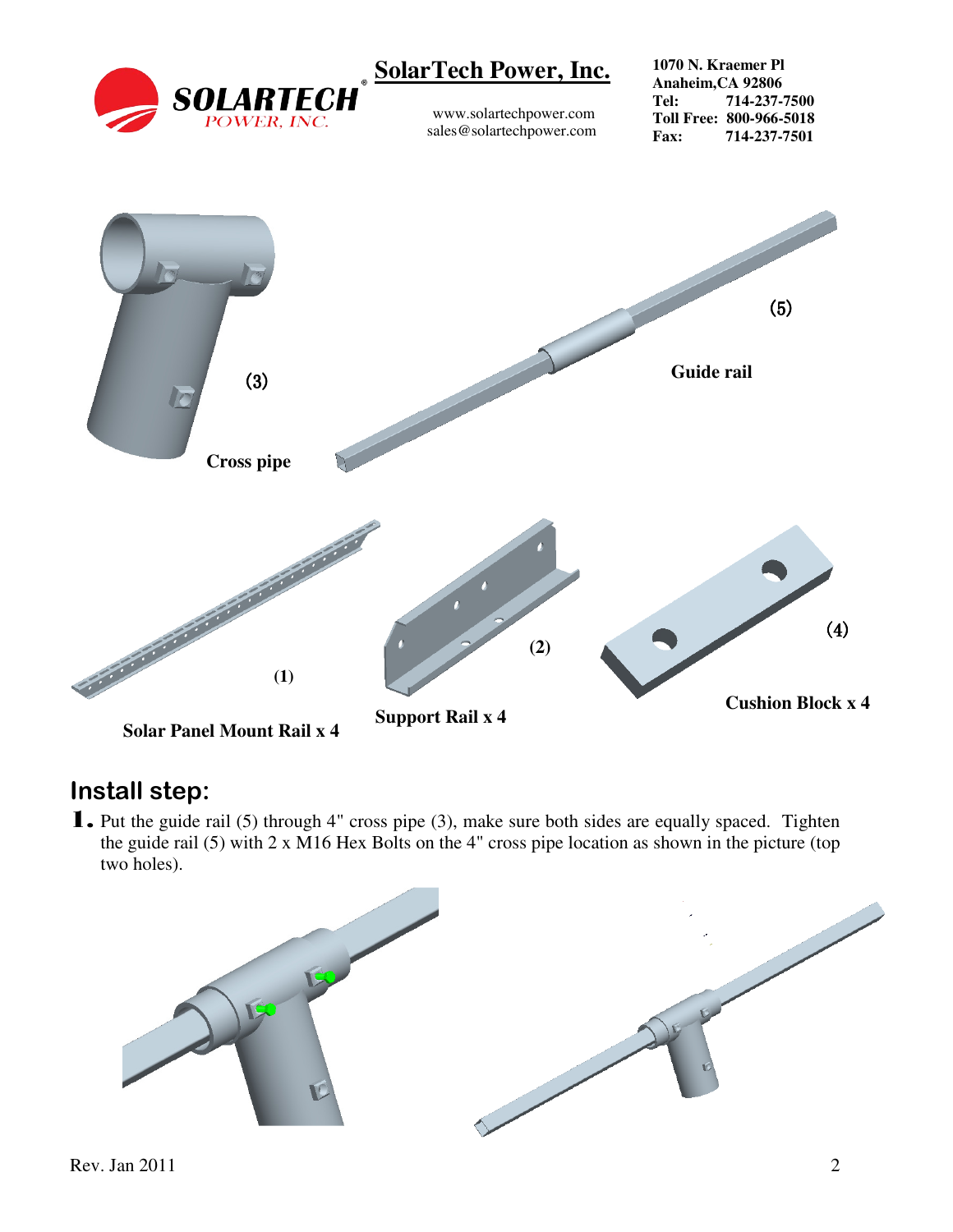**SolarTech Power, Inc.**

www.solartechpower.com
sales@solartechpower.com

**1070 N. Kraemer Pl**
**Anaheim,CA 92806**
**Tel: 714-237-7500**
**Toll Free: 800-966-5018**
**Fax: 714-237-7501**

(3)

**Cross pipe**

(5)

**Guide rail**

(1)

**Solar Panel Mount Rail x 4**

(2)

**Support Rail x 4**

(4)

**Cushion Block x 4**

## Install step:

1. Put the guide rail (5) through 4" cross pipe (3), make sure both sides are equally spaced. Tighten the guide rail (5) with 2 x M16 Hex Bolts on the 4" cross pipe location as shown in the picture (top two holes).

Rev. Jan 2011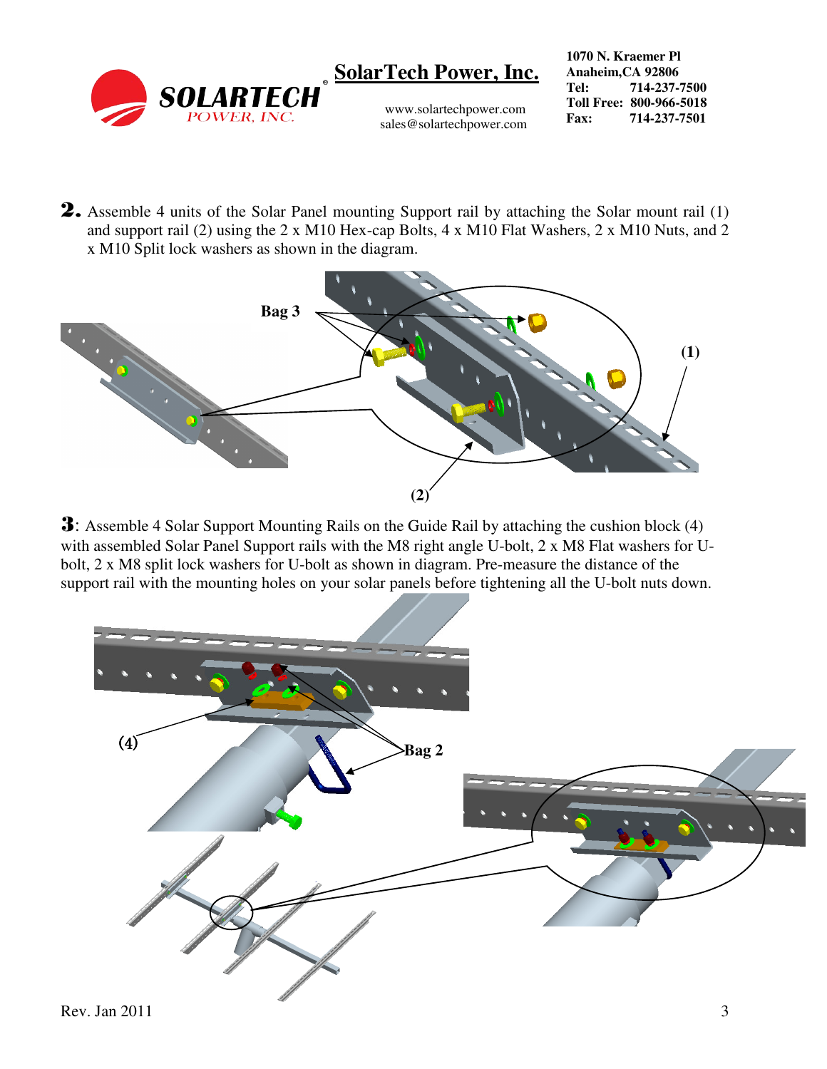**2.** Assemble 4 units of the Solar Panel mounting Support rail by attaching the Solar mount rail (1) and support rail (2) using the 2 x M10 Hex-cap Bolts, 4 x M10 Flat Washers, 2 x M10 Nuts, and 2 x M10 Split lock washers as shown in the diagram.

Bag 3

(1)

(2)

**3**: Assemble 4 Solar Support Mounting Rails on the Guide Rail by attaching the cushion block (4) with assembled Solar Panel Support rails with the M8 right angle U-bolt, 2 x M8 Flat washers for U-bolt, 2 x M8 split lock washers for U-bolt as shown in diagram. Pre-measure the distance of the support rail with the mounting holes on your solar panels before tightening all the U-bolt nuts down.

(4)

Bag 2

Rev. Jan 2011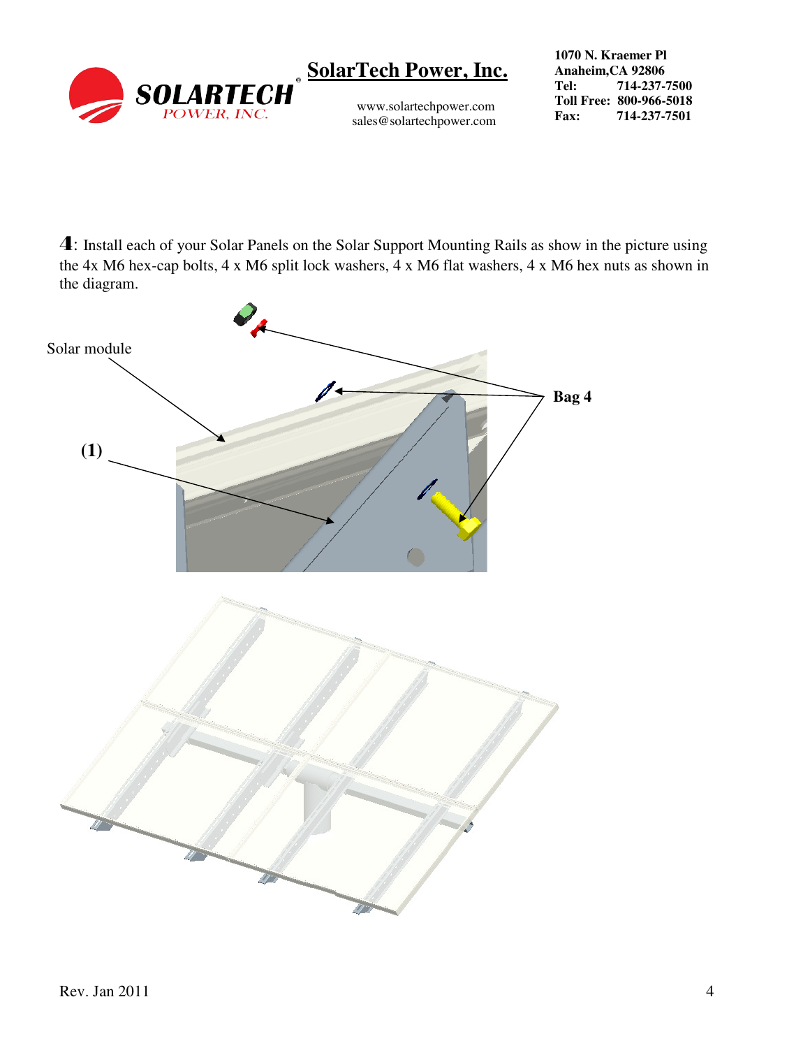**4**: Install each of your Solar Panels on the Solar Support Mounting Rails as show in the picture using the 4x M6 hex-cap bolts, 4 x M6 split lock washers, 4 x M6 flat washers, 4 x M6 hex nuts as shown in the diagram.

Solar module

Bag 4

(1)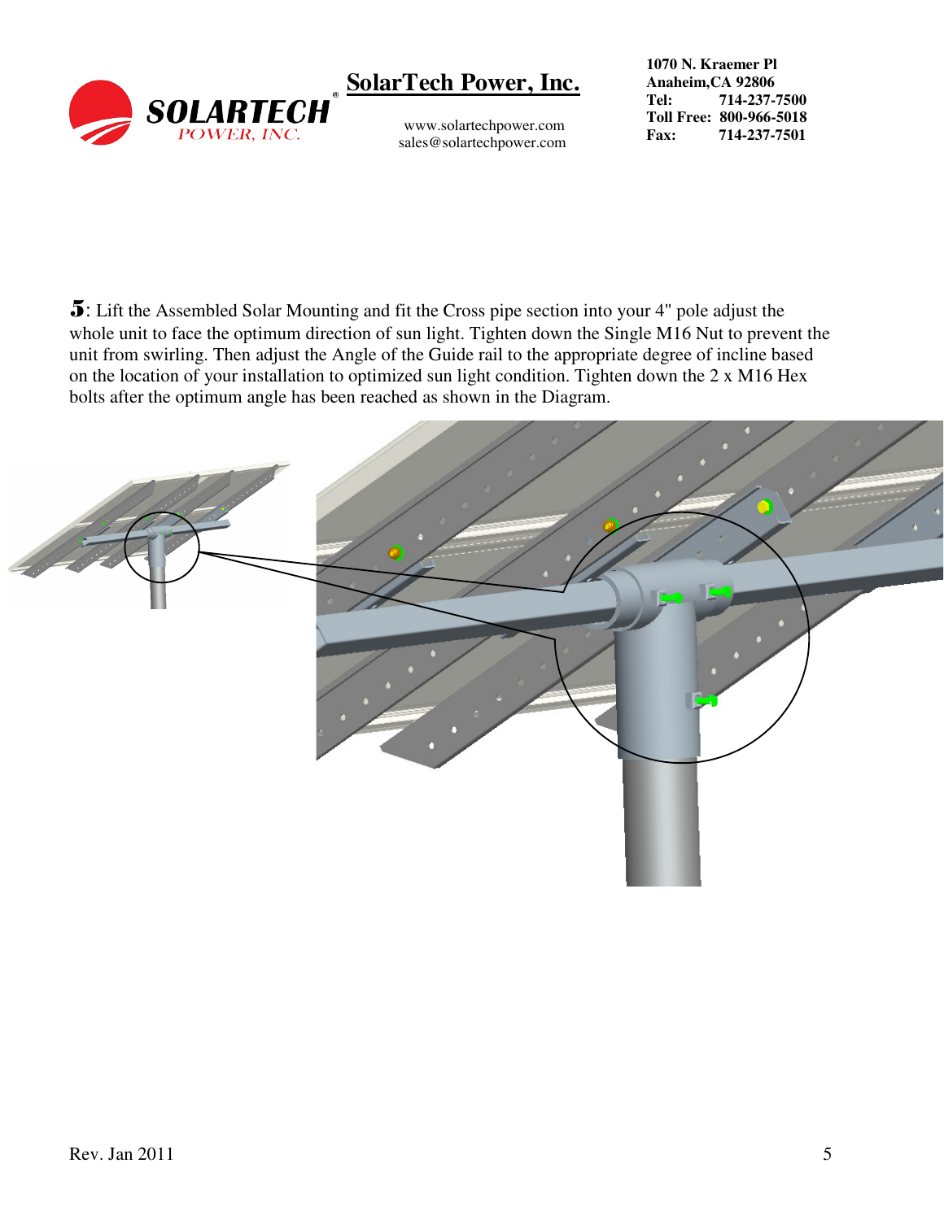**5**: Lift the Assembled Solar Mounting and fit the Cross pipe section into your 4" pole adjust the whole unit to face the optimum direction of sun light. Tighten down the Single M16 Nut to prevent the unit from swirling. Then adjust the Angle of the Guide rail to the appropriate degree of incline based on the location of your installation to optimized sun light condition. Tighten down the 2 x M16 Hex bolts after the optimum angle has been reached as shown in the Diagram.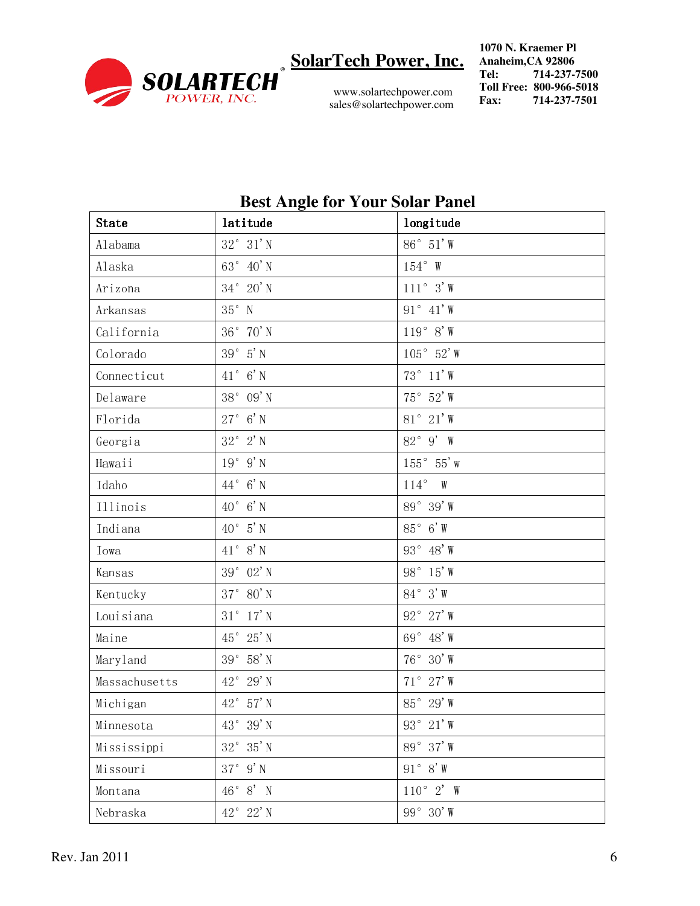# Best Angle for Your Solar Panel

| State | latitude | longitude |
|---|---|---|
| Alabama | 32° 31'N | 86° 51'W |
| Alaska | 63° 40'N | 154° W |
| Arizona | 34° 20'N | 111° 3'W |
| Arkansas | 35° N | 91° 41'W |
| California | 36° 70'N | 119° 8'W |
| Colorado | 39° 5'N | 105° 52'W |
| Connecticut | 41° 6'N | 73° 11'W |
| Delaware | 38° 09'N | 75° 52'W |
| Florida | 27° 6'N | 81° 21'W |
| Georgia | 32° 2'N | 82° 9' W |
| Hawaii | 19° 9'N | 155° 55'w |
| Idaho | 44° 6'N | 114° W |
| Illinois | 40° 6'N | 89° 39'W |
| Indiana | 40° 5'N | 85° 6'W |
| Iowa | 41° 8'N | 93° 48'W |
| Kansas | 39° 02'N | 98° 15'W |
| Kentucky | 37° 80'N | 84° 3'W |
| Louisiana | 31° 17'N | 92° 27'W |
| Maine | 45° 25'N | 69° 48'W |
| Maryland | 39° 58'N | 76° 30'W |
| Massachusetts | 42° 29'N | 71° 27'W |
| Michigan | 42° 57'N | 85° 29'W |
| Minnesota | 43° 39'N | 93° 21'W |
| Mississippi | 32° 35'N | 89° 37'W |
| Missouri | 37° 9'N | 91° 8'W |
| Montana | 46° 8' N | 110° 2' W |
| Nebraska | 42° 22'N | 99° 30'W |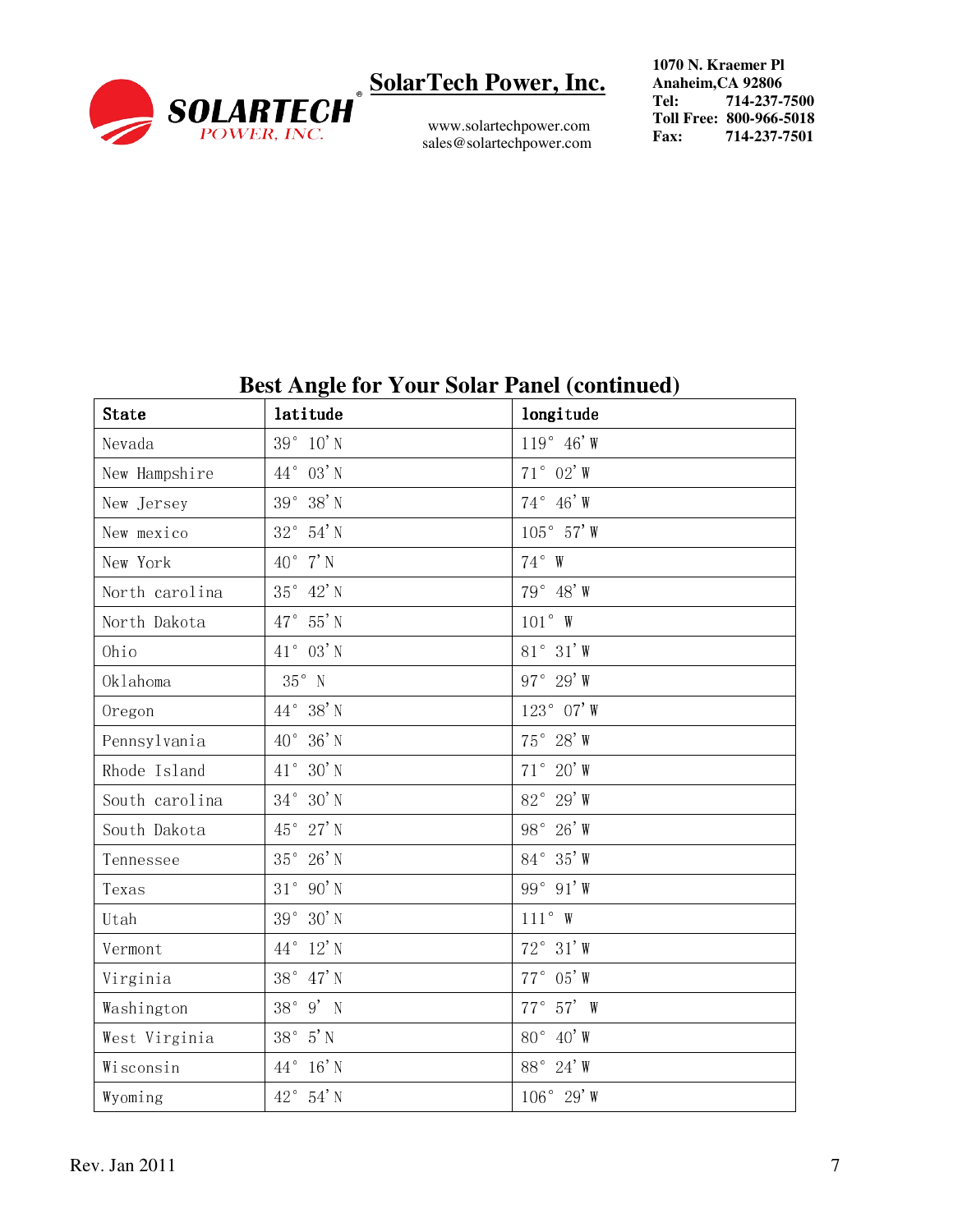**SolarTech Power, Inc.**

www.solartechpower.com
sales@solartechpower.com

**1070 N. Kraemer Pl**
**Anaheim,CA 92806**
**Tel: 714-237-7500**
**Toll Free: 800-966-5018**
**Fax: 714-237-7501**

## Best Angle for Your Solar Panel (continued)

| State | latitude | longitude |
|---|---|---|
| Nevada | 39° 10'N | 119° 46'W |
| New Hampshire | 44° 03'N | 71° 02'W |
| New Jersey | 39° 38'N | 74° 46'W |
| New mexico | 32° 54'N | 105° 57'W |
| New York | 40° 7'N | 74° W |
| North carolina | 35° 42'N | 79° 48'W |
| North Dakota | 47° 55'N | 101° W |
| Ohio | 41° 03'N | 81° 31'W |
| Oklahoma | 35° N | 97° 29'W |
| Oregon | 44° 38'N | 123° 07'W |
| Pennsylvania | 40° 36'N | 75° 28'W |
| Rhode Island | 41° 30'N | 71° 20'W |
| South carolina | 34° 30'N | 82° 29'W |
| South Dakota | 45° 27'N | 98° 26'W |
| Tennessee | 35° 26'N | 84° 35'W |
| Texas | 31° 90'N | 99° 91'W |
| Utah | 39° 30'N | 111° W |
| Vermont | 44° 12'N | 72° 31'W |
| Virginia | 38° 47'N | 77° 05'W |
| Washington | 38° 9' N | 77° 57' W |
| West Virginia | 38° 5'N | 80° 40'W |
| Wisconsin | 44° 16'N | 88° 24'W |
| Wyoming | 42° 54'N | 106° 29'W |

Rev. Jan 2011